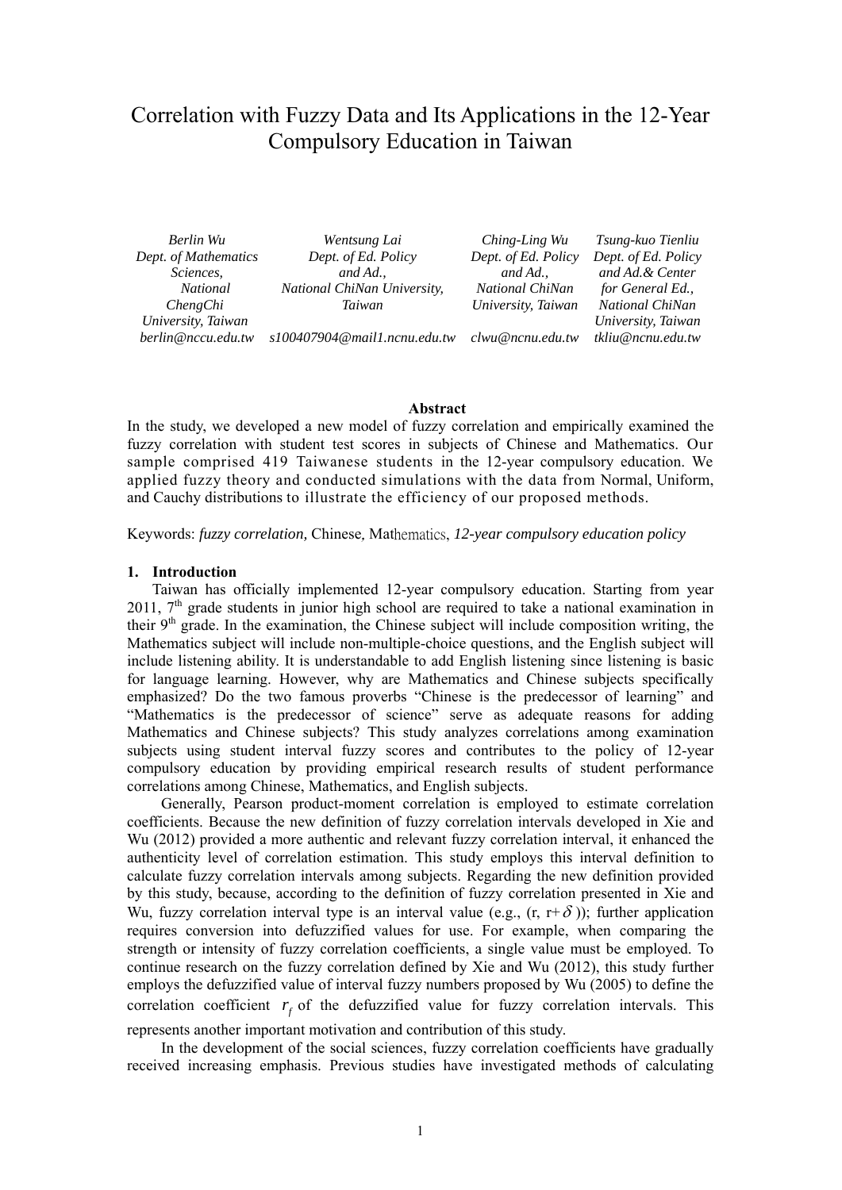# Correlation with Fuzzy Data and Its Applications in the 12-Year Compulsory Education in Taiwan

*Berlin Wu*
*Dept. of Mathematics Sciences, National ChengChi University, Taiwan*
*berlin@nccu.edu.tw*

*Wentsung Lai*
*Dept. of Ed. Policy and Ad., National ChiNan University, Taiwan*
*s100407904@mail1.ncnu.edu.tw*

*Ching-Ling Wu*
*Dept. of Ed. Policy and Ad., National ChiNan University, Taiwan*
*clwu@ncnu.edu.tw*

*Tsung-kuo Tienliu*
*Dept. of Ed. Policy and Ad.& Center for General Ed., National ChiNan University, Taiwan*
*tkliu@ncnu.edu.tw*

**Abstract**

In the study, we developed a new model of fuzzy correlation and empirically examined the fuzzy correlation with student test scores in subjects of Chinese and Mathematics. Our sample comprised 419 Taiwanese students in the 12-year compulsory education. We applied fuzzy theory and conducted simulations with the data from Normal, Uniform, and Cauchy distributions to illustrate the efficiency of our proposed methods.

Keywords: *fuzzy correlation,* Chinese*,* Mathematics, *12-year compulsory education policy*

## 1. Introduction

Taiwan has officially implemented 12-year compulsory education. Starting from year 2011, 7th grade students in junior high school are required to take a national examination in their 9th grade. In the examination, the Chinese subject will include composition writing, the Mathematics subject will include non-multiple-choice questions, and the English subject will include listening ability. It is understandable to add English listening since listening is basic for language learning. However, why are Mathematics and Chinese subjects specifically emphasized? Do the two famous proverbs "Chinese is the predecessor of learning" and "Mathematics is the predecessor of science" serve as adequate reasons for adding Mathematics and Chinese subjects? This study analyzes correlations among examination subjects using student interval fuzzy scores and contributes to the policy of 12-year compulsory education by providing empirical research results of student performance correlations among Chinese, Mathematics, and English subjects.

Generally, Pearson product-moment correlation is employed to estimate correlation coefficients. Because the new definition of fuzzy correlation intervals developed in Xie and Wu (2012) provided a more authentic and relevant fuzzy correlation interval, it enhanced the authenticity level of correlation estimation. This study employs this interval definition to calculate fuzzy correlation intervals among subjects. Regarding the new definition provided by this study, because, according to the definition of fuzzy correlation presented in Xie and Wu, fuzzy correlation interval type is an interval value (e.g., $(r, r+\delta)$); further application requires conversion into defuzzified values for use. For example, when comparing the strength or intensity of fuzzy correlation coefficients, a single value must be employed. To continue research on the fuzzy correlation defined by Xie and Wu (2012), this study further employs the defuzzified value of interval fuzzy numbers proposed by Wu (2005) to define the correlation coefficient $r_f$ of the defuzzified value for fuzzy correlation intervals. This represents another important motivation and contribution of this study.

In the development of the social sciences, fuzzy correlation coefficients have gradually received increasing emphasis. Previous studies have investigated methods of calculating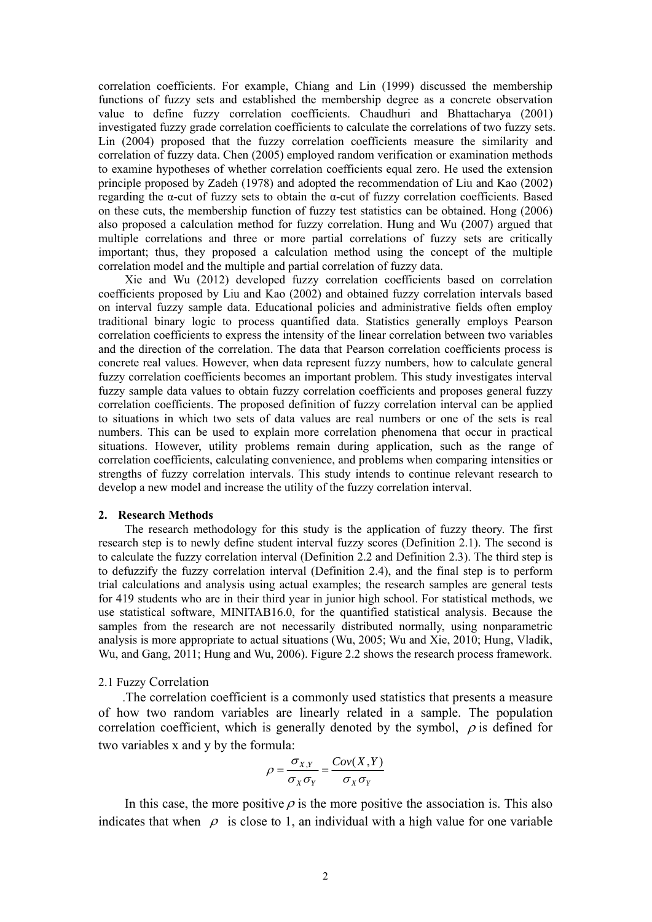correlation coefficients. For example, Chiang and Lin (1999) discussed the membership functions of fuzzy sets and established the membership degree as a concrete observation value to define fuzzy correlation coefficients. Chaudhuri and Bhattacharya (2001) investigated fuzzy grade correlation coefficients to calculate the correlations of two fuzzy sets. Lin (2004) proposed that the fuzzy correlation coefficients measure the similarity and correlation of fuzzy data. Chen (2005) employed random verification or examination methods to examine hypotheses of whether correlation coefficients equal zero. He used the extension principle proposed by Zadeh (1978) and adopted the recommendation of Liu and Kao (2002) regarding the α-cut of fuzzy sets to obtain the α-cut of fuzzy correlation coefficients. Based on these cuts, the membership function of fuzzy test statistics can be obtained. Hong (2006) also proposed a calculation method for fuzzy correlation. Hung and Wu (2007) argued that multiple correlations and three or more partial correlations of fuzzy sets are critically important; thus, they proposed a calculation method using the concept of the multiple correlation model and the multiple and partial correlation of fuzzy data.

Xie and Wu (2012) developed fuzzy correlation coefficients based on correlation coefficients proposed by Liu and Kao (2002) and obtained fuzzy correlation intervals based on interval fuzzy sample data. Educational policies and administrative fields often employ traditional binary logic to process quantified data. Statistics generally employs Pearson correlation coefficients to express the intensity of the linear correlation between two variables and the direction of the correlation. The data that Pearson correlation coefficients process is concrete real values. However, when data represent fuzzy numbers, how to calculate general fuzzy correlation coefficients becomes an important problem. This study investigates interval fuzzy sample data values to obtain fuzzy correlation coefficients and proposes general fuzzy correlation coefficients. The proposed definition of fuzzy correlation interval can be applied to situations in which two sets of data values are real numbers or one of the sets is real numbers. This can be used to explain more correlation phenomena that occur in practical situations. However, utility problems remain during application, such as the range of correlation coefficients, calculating convenience, and problems when comparing intensities or strengths of fuzzy correlation intervals. This study intends to continue relevant research to develop a new model and increase the utility of the fuzzy correlation interval.

## 2. Research Methods

The research methodology for this study is the application of fuzzy theory. The first research step is to newly define student interval fuzzy scores (Definition 2.1). The second is to calculate the fuzzy correlation interval (Definition 2.2 and Definition 2.3). The third step is to defuzzify the fuzzy correlation interval (Definition 2.4), and the final step is to perform trial calculations and analysis using actual examples; the research samples are general tests for 419 students who are in their third year in junior high school. For statistical methods, we use statistical software, MINITAB16.0, for the quantified statistical analysis. Because the samples from the research are not necessarily distributed normally, using nonparametric analysis is more appropriate to actual situations (Wu, 2005; Wu and Xie, 2010; Hung, Vladik, Wu, and Gang, 2011; Hung and Wu, 2006). Figure 2.2 shows the research process framework.

### 2.1 Fuzzy Correlation

.The correlation coefficient is a commonly used statistics that presents a measure of how two random variables are linearly related in a sample. The population correlation coefficient, which is generally denoted by the symbol, $\rho$ is defined for two variables x and y by the formula:

$$\rho = \frac{\sigma_{X,Y}}{\sigma_X \sigma_Y} = \frac{Cov(X,Y)}{\sigma_X \sigma_Y}$$

In this case, the more positive $\rho$ is the more positive the association is. This also indicates that when $\rho$ is close to 1, an individual with a high value for one variable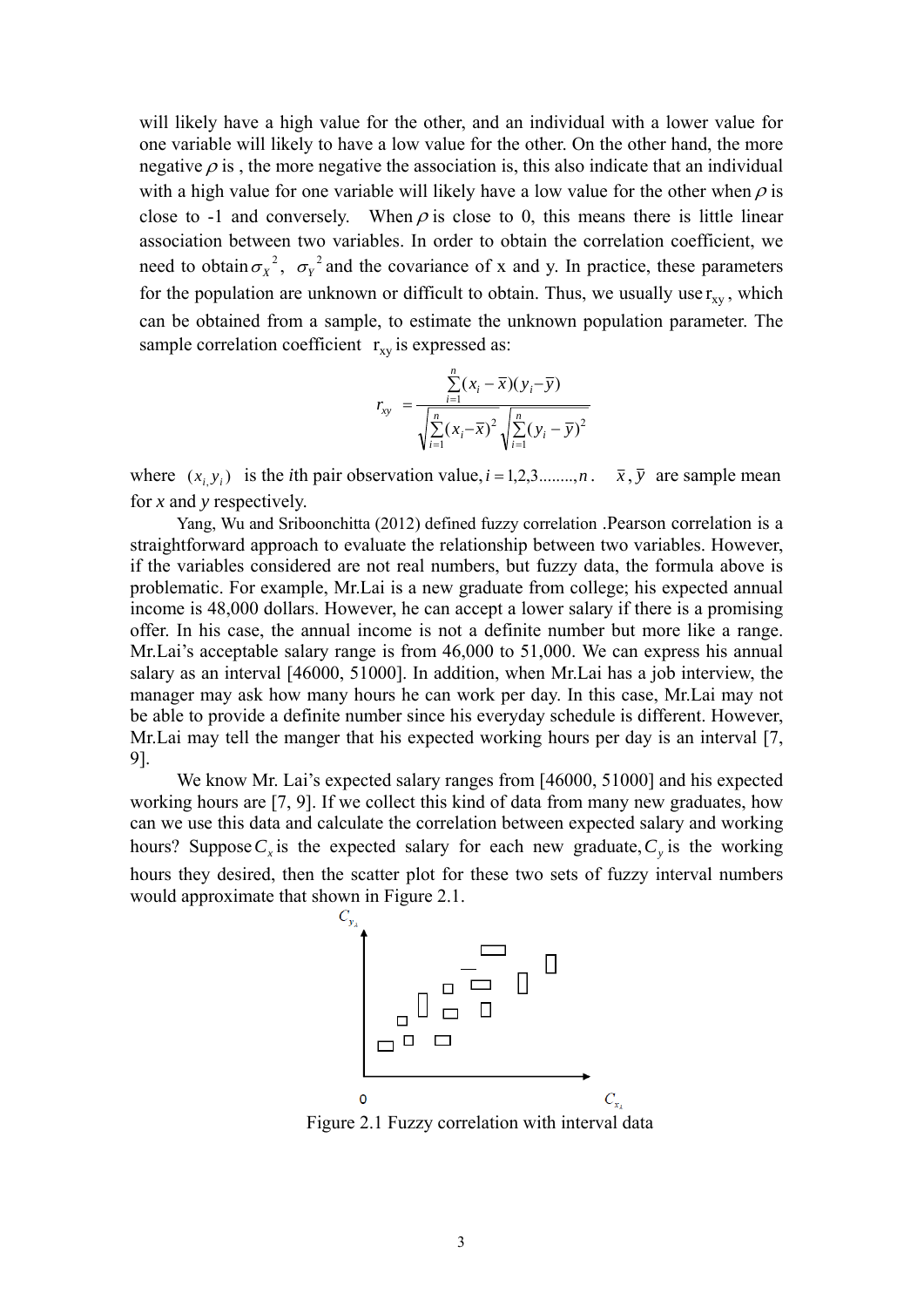will likely have a high value for the other, and an individual with a lower value for one variable will likely to have a low value for the other. On the other hand, the more negative $\rho$ is , the more negative the association is, this also indicate that an individual with a high value for one variable will likely have a low value for the other when $\rho$ is close to -1 and conversely. When $\rho$ is close to 0, this means there is little linear association between two variables. In order to obtain the correlation coefficient, we need to obtain $\sigma_X{}^2$, $\sigma_Y{}^2$ and the covariance of x and y. In practice, these parameters for the population are unknown or difficult to obtain. Thus, we usually use $r_{xy}$, which can be obtained from a sample, to estimate the unknown population parameter. The sample correlation coefficient $r_{xy}$ is expressed as:

$$r_{xy} = \frac{\sum_{i=1}^{n}(x_i - \bar{x})(y_i - \bar{y})}{\sqrt{\sum_{i=1}^{n}(x_i - \bar{x})^2}\sqrt{\sum_{i=1}^{n}(y_i - \bar{y})^2}}$$

where $(x_i, y_i)$ is the *i*th pair observation value, $i = 1,2,3........,n$. $\bar{x}, \bar{y}$ are sample mean for *x* and *y* respectively.

Yang, Wu and Sriboonchitta (2012) defined fuzzy correlation .Pearson correlation is a straightforward approach to evaluate the relationship between two variables. However, if the variables considered are not real numbers, but fuzzy data, the formula above is problematic. For example, Mr.Lai is a new graduate from college; his expected annual income is 48,000 dollars. However, he can accept a lower salary if there is a promising offer. In his case, the annual income is not a definite number but more like a range. Mr.Lai's acceptable salary range is from 46,000 to 51,000. We can express his annual salary as an interval [46000, 51000]. In addition, when Mr.Lai has a job interview, the manager may ask how many hours he can work per day. In this case, Mr.Lai may not be able to provide a definite number since his everyday schedule is different. However, Mr.Lai may tell the manger that his expected working hours per day is an interval [7, 9].

We know Mr. Lai's expected salary ranges from [46000, 51000] and his expected working hours are [7, 9]. If we collect this kind of data from many new graduates, how can we use this data and calculate the correlation between expected salary and working hours? Suppose $C_x$ is the expected salary for each new graduate, $C_y$ is the working hours they desired, then the scatter plot for these two sets of fuzzy interval numbers would approximate that shown in Figure 2.1.

Figure 2.1 Fuzzy correlation with interval data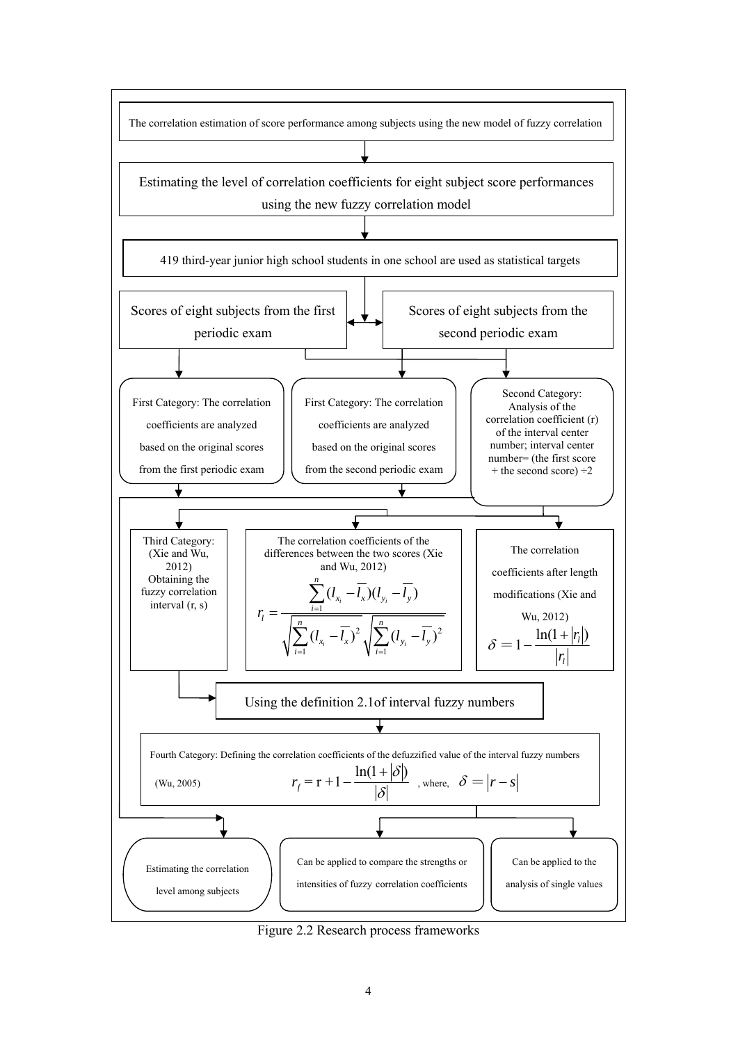The correlation estimation of score performance among subjects using the new model of fuzzy correlation

Estimating the level of correlation coefficients for eight subject score performances using the new fuzzy correlation model

419 third-year junior high school students in one school are used as statistical targets

Scores of eight subjects from the first periodic exam

Scores of eight subjects from the second periodic exam

First Category: The correlation coefficients are analyzed based on the original scores from the first periodic exam

First Category: The correlation coefficients are analyzed based on the original scores from the second periodic exam

Second Category: Analysis of the correlation coefficient (r) of the interval center number; interval center number= (the first score + the second score) ÷2

Third Category: (Xie and Wu, 2012) Obtaining the fuzzy correlation interval (r, s)

The correlation coefficients of the differences between the two scores (Xie and Wu, 2012)

$$r_l = \frac{\sum_{i=1}^{n}(l_{x_i} - \overline{l_x})(l_{y_i} - \overline{l_y})}{\sqrt{\sum_{i=1}^{n}(l_{x_i} - \overline{l_x})^2}\sqrt{\sum_{i=1}^{n}(l_{y_i} - \overline{l_y})^2}}$$

The correlation coefficients after length modifications (Xie and Wu, 2012)

$$\delta = 1 - \frac{\ln(1+|r_l|)}{|r_l|}$$

Using the definition 2.1of interval fuzzy numbers

Fourth Category: Defining the correlation coefficients of the defuzzified value of the interval fuzzy numbers (Wu, 2005)

$$r_f = \mathrm{r} + 1 - \frac{\ln(1+|\delta|)}{|\delta|}, \text{ where, } \delta = |r - s|$$

Estimating the correlation level among subjects

Can be applied to compare the strengths or intensities of fuzzy correlation coefficients

Can be applied to the analysis of single values

Figure 2.2 Research process frameworks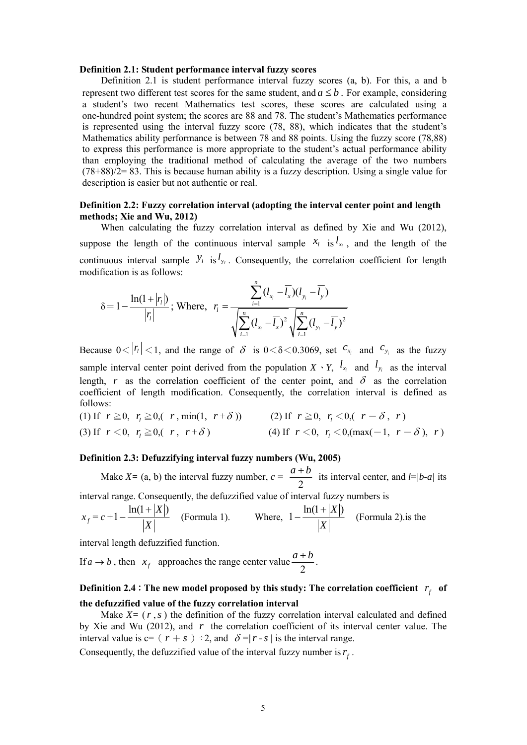**Definition 2.1: Student performance interval fuzzy scores**

Definition 2.1 is student performance interval fuzzy scores (a, b). For this, a and b represent two different test scores for the same student, and $a \le b$. For example, considering a student's two recent Mathematics test scores, these scores are calculated using a one-hundred point system; the scores are 88 and 78. The student's Mathematics performance is represented using the interval fuzzy score (78, 88), which indicates that the student's Mathematics ability performance is between 78 and 88 points. Using the fuzzy score (78,88) to express this performance is more appropriate to the student's actual performance ability than employing the traditional method of calculating the average of the two numbers (78+88)/2= 83. This is because human ability is a fuzzy description. Using a single value for description is easier but not authentic or real.

**Definition 2.2: Fuzzy correlation interval (adopting the interval center point and length methods; Xie and Wu, 2012)**

When calculating the fuzzy correlation interval as defined by Xie and Wu (2012), suppose the length of the continuous interval sample $x_i$ is $l_{x_i}$, and the length of the continuous interval sample $y_i$ is $l_{y_i}$. Consequently, the correlation coefficient for length modification is as follows:

$$\delta = 1 - \frac{\ln(1+|r_l|)}{|r_l|}\text{; Where, } r_l = \frac{\sum_{i=1}^{n}(l_{x_i}-\overline{l_x})(l_{y_i}-\overline{l_y})}{\sqrt{\sum_{i=1}^{n}(l_{x_i}-\overline{l_x})^2}\sqrt{\sum_{i=1}^{n}(l_{y_i}-\overline{l_y})^2}}$$

Because $0<|r_l|<1$, and the range of $\delta$ is $0<\delta<0.3069$, set $c_{x_i}$ and $c_{y_i}$ as the fuzzy sample interval center point derived from the population $X$、$Y$, $l_{x_i}$ and $l_{y_i}$ as the interval length, $r$ as the correlation coefficient of the center point, and $\delta$ as the correlation coefficient of length modification. Consequently, the correlation interval is defined as follows:

(1) If $r \geqq 0$, $r_l \geqq 0$, $(r, \min(1, r+\delta))$ (2) If $r \geqq 0$, $r_l < 0$, $(r-\delta, r)$

(3) If $r < 0$, $r_l \geqq 0$, $(r, r+\delta)$ (4) If $r < 0$, $r_l < 0$, $(\max(-1, r-\delta), r)$

**Definition 2.3: Defuzzifying interval fuzzy numbers (Wu, 2005)**

Make $X$= (a, b) the interval fuzzy number, $c = \frac{a+b}{2}$ its interval center, and $l=|b-a|$ its interval range. Consequently, the defuzzified value of interval fuzzy numbers is

$x_f = c + 1 - \frac{\ln(1+|X|)}{|X|}$ (Formula 1). Where, $1 - \frac{\ln(1+|X|)}{|X|}$ (Formula 2).is the interval length defuzzified function.

If $a \to b$, then $x_f$ approaches the range center value $\frac{a+b}{2}$.

**Definition 2.4: The new model proposed by this study: The correlation coefficient $r_f$ of the defuzzified value of the fuzzy correlation interval**

Make $X= (r, s)$ the definition of the fuzzy correlation interval calculated and defined by Xie and Wu (2012), and $r$ the correlation coefficient of its interval center value. The interval value is c=（$r + s$）÷2, and $\delta =| r - s |$ is the interval range.

Consequently, the defuzzified value of the interval fuzzy number is $r_f$.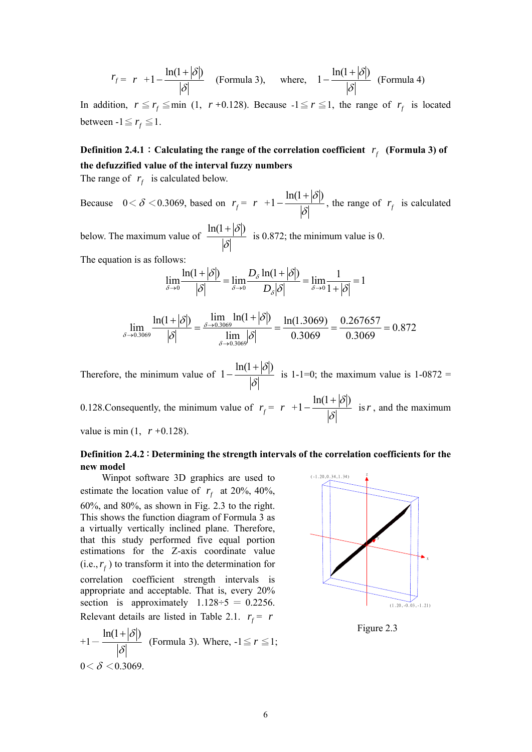$$r_f = r + 1 - \frac{\ln(1+|\delta|)}{|\delta|} \quad \text{(Formula 3)}, \quad \text{where,} \quad 1 - \frac{\ln(1+|\delta|)}{|\delta|} \quad \text{(Formula 4)}$$

In addition, $r \leqq r_f \leqq \min(1,\ r + 0.128)$. Because $-1 \leqq r \leqq 1$, the range of $r_f$ is located between $-1 \leqq r_f \leqq 1$.

**Definition 2.4.1：Calculating the range of the correlation coefficient $r_f$ (Formula 3) of the defuzzified value of the interval fuzzy numbers**

The range of $r_f$ is calculated below.

Because $0 < \delta < 0.3069$, based on $r_f = r + 1 - \frac{\ln(1+|\delta|)}{|\delta|}$, the range of $r_f$ is calculated below. The maximum value of $\frac{\ln(1+|\delta|)}{|\delta|}$ is 0.872; the minimum value is 0.

The equation is as follows:

$$\lim_{\delta \to 0} \frac{\ln(1+|\delta|)}{|\delta|} = \lim_{\delta \to 0} \frac{D_\delta \ln(1+|\delta|)}{D_\delta |\delta|} = \lim_{\delta \to 0} \frac{1}{1+|\delta|} = 1$$

$$\lim_{\delta \to 0.3069} \frac{\ln(1+|\delta|)}{|\delta|} = \frac{\lim_{\delta \to 0.3069} \ln(1+|\delta|)}{\lim_{\delta \to 0.3069} |\delta|} = \frac{\ln(1.3069)}{0.3069} = \frac{0.267657}{0.3069} = 0.872$$

Therefore, the minimum value of $1 - \frac{\ln(1+|\delta|)}{|\delta|}$ is 1-1=0; the maximum value is 1-0872 = 0.128.Consequently, the minimum value of $r_f = r + 1 - \frac{\ln(1+|\delta|)}{|\delta|}$ is $r$, and the maximum value is $\min(1,\ r + 0.128)$.

**Definition 2.4.2：Determining the strength intervals of the correlation coefficients for the new model**

Winpot software 3D graphics are used to estimate the location value of $r_f$ at 20%, 40%, 60%, and 80%, as shown in Fig. 2.3 to the right. This shows the function diagram of Formula 3 as a virtually vertically inclined plane. Therefore, that this study performed five equal portion estimations for the Z-axis coordinate value (i.e., $r_f$) to transform it into the determination for correlation coefficient strength intervals is appropriate and acceptable. That is, every 20% section is approximately 1.128÷5 = 0.2256. Relevant details are listed in Table 2.1. $r_f = r + 1 - \frac{\ln(1+|\delta|)}{|\delta|}$ (Formula 3). Where, $-1 \leqq r \leqq 1$; $0 < \delta < 0.3069$.

(-1.20,0.34,1.34)

(1.20,-0.03,-1.21)

Figure 2.3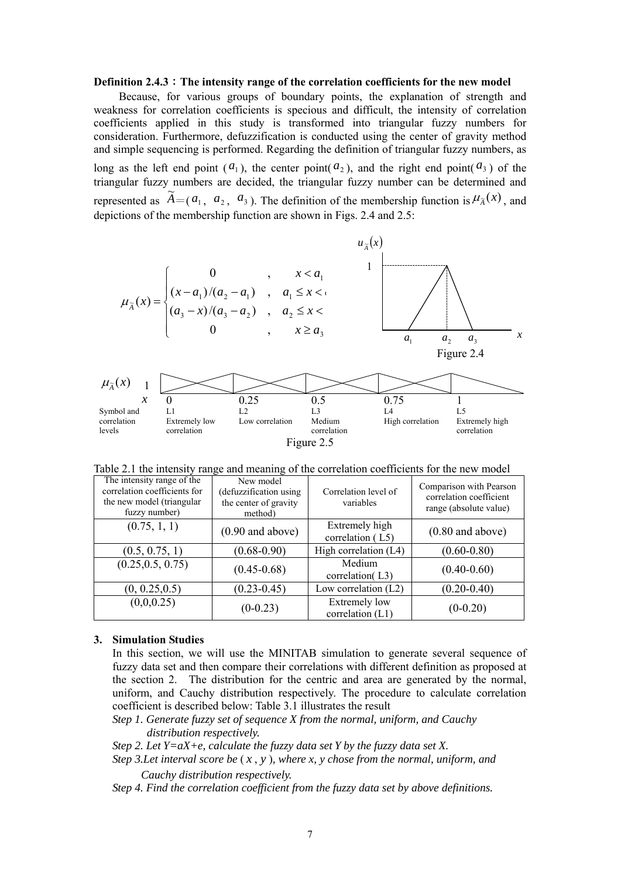**Definition 2.4.3：The intensity range of the correlation coefficients for the new model**

Because, for various groups of boundary points, the explanation of strength and weakness for correlation coefficients is specious and difficult, the intensity of correlation coefficients applied in this study is transformed into triangular fuzzy numbers for consideration. Furthermore, defuzzification is conducted using the center of gravity method and simple sequencing is performed. Regarding the definition of triangular fuzzy numbers, as long as the left end point ($a_1$), the center point($a_2$), and the right end point($a_3$) of the triangular fuzzy numbers are decided, the triangular fuzzy number can be determined and represented as $\widetilde{A}=(a_1,\ a_2,\ a_3)$. The definition of the membership function is $\mu_{\widetilde{A}}(x)$, and depictions of the membership function are shown in Figs. 2.4 and 2.5:

$$
\mu_{\widetilde{A}}(x)=\begin{cases} 0 & , \quad x<a_1 \\ (x-a_1)/(a_2-a_1) & , \quad a_1 \le x < a_2 \\ (a_3-x)/(a_3-a_2) & , \quad a_2 \le x < a_3 \\ 0 & , \quad x \ge a_3 \end{cases}
$$

Figure 2.4

| $x$ | 0 | 0.25 | 0.5 | 0.75 | 1 |
|---|---|---|---|---|---|
| Symbol and correlation levels | L1 Extremely low correlation | L2 Low correlation | L3 Medium correlation | L4 High correlation | L5 Extremely high correlation |

Figure 2.5

Table 2.1 the intensity range and meaning of the correlation coefficients for the new model

| The intensity range of the correlation coefficients for the new model (triangular fuzzy number) | New model (defuzzification using the center of gravity method) | Correlation level of variables | Comparison with Pearson correlation coefficient range (absolute value) |
|---|---|---|---|
| (0.75, 1, 1) | (0.90 and above) | Extremely high correlation ( L5) | (0.80 and above) |
| (0.5, 0.75, 1) | (0.68-0.90) | High correlation (L4) | (0.60-0.80) |
| (0.25,0.5, 0.75) | (0.45-0.68) | Medium correlation( L3) | (0.40-0.60) |
| (0, 0.25,0.5) | (0.23-0.45) | Low correlation (L2) | (0.20-0.40) |
| (0,0,0.25) | (0-0.23) | Extremely low correlation (L1) | (0-0.20) |

## 3. Simulation Studies

In this section, we will use the MINITAB simulation to generate several sequence of fuzzy data set and then compare their correlations with different definition as proposed at the section 2. The distribution for the centric and area are generated by the normal, uniform, and Cauchy distribution respectively. The procedure to calculate correlation coefficient is described below: Table 3.1 illustrates the result

*Step 1. Generate fuzzy set of sequence X from the normal, uniform, and Cauchy distribution respectively.*

*Step 2. Let Y=aX+e, calculate the fuzzy data set Y by the fuzzy data set X.*

*Step 3.Let interval score be ( $x$ , $y$ ), where x, y chose from the normal, uniform, and Cauchy distribution respectively.*

*Step 4. Find the correlation coefficient from the fuzzy data set by above definitions.*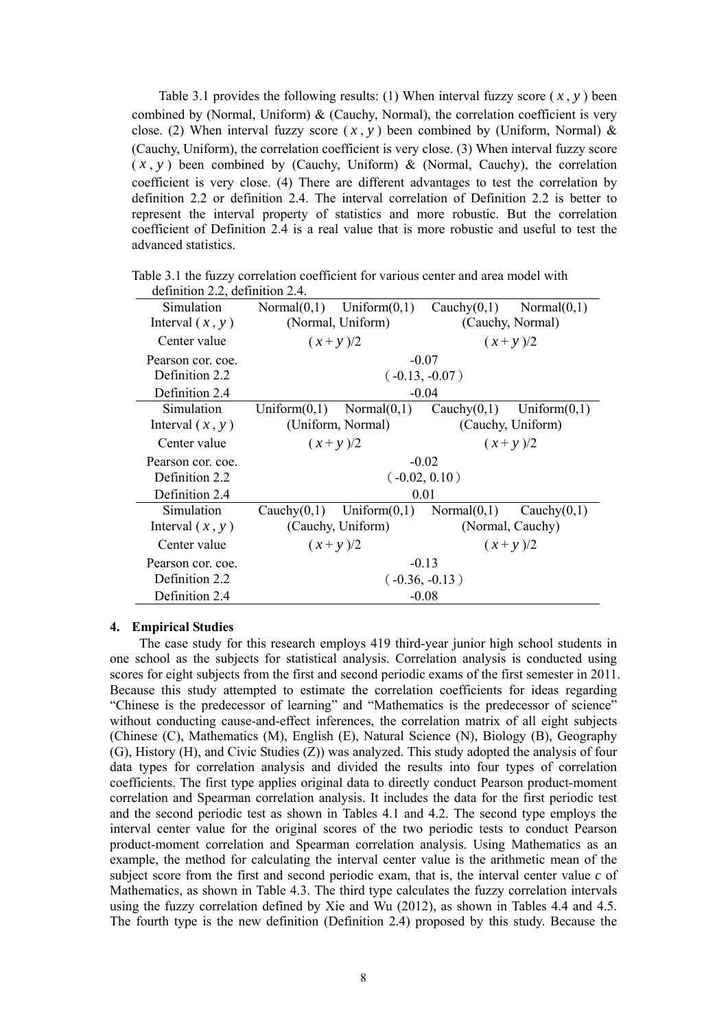Table 3.1 provides the following results: (1) When interval fuzzy score ( $x$ , $y$ ) been combined by (Normal, Uniform) & (Cauchy, Normal), the correlation coefficient is very close. (2) When interval fuzzy score ( $x$ , $y$ ) been combined by (Uniform, Normal) & (Cauchy, Uniform), the correlation coefficient is very close. (3) When interval fuzzy score ( $x$ , $y$ ) been combined by (Cauchy, Uniform) & (Normal, Cauchy), the correlation coefficient is very close. (4) There are different advantages to test the correlation by definition 2.2 or definition 2.4. The interval correlation of Definition 2.2 is better to represent the interval property of statistics and more robustic. But the correlation coefficient of Definition 2.4 is a real value that is more robustic and useful to test the advanced statistics.

Table 3.1 the fuzzy correlation coefficient for various center and area model with definition 2.2, definition 2.4.

| Simulation | Normal(0,1) Uniform(0,1) | Cauchy(0,1) Normal(0,1) |
|---|---|---|
| Interval ( $x$ , $y$ ) | (Normal, Uniform) | (Cauchy, Normal) |
| Center value | $(x+y)/2$ | $(x+y)/2$ |
| Pearson cor. coe. | -0.07 | |
| Definition 2.2 | ( -0.13, -0.07 ) | |
| Definition 2.4 | -0.04 | |
| Simulation | Uniform(0,1) Normal(0,1) | Cauchy(0,1) Uniform(0,1) |
| Interval ( $x$ , $y$ ) | (Uniform, Normal) | (Cauchy, Uniform) |
| Center value | $(x+y)/2$ | $(x+y)/2$ |
| Pearson cor. coe. | -0.02 | |
| Definition 2.2 | ( -0.02, 0.10 ) | |
| Definition 2.4 | 0.01 | |
| Simulation | Cauchy(0,1) Uniform(0,1) | Normal(0,1) Cauchy(0,1) |
| Interval ( $x$ , $y$ ) | (Cauchy, Uniform) | (Normal, Cauchy) |
| Center value | $(x+y)/2$ | $(x+y)/2$ |
| Pearson cor. coe. | -0.13 | |
| Definition 2.2 | ( -0.36, -0.13 ) | |
| Definition 2.4 | -0.08 | |

## 4. Empirical Studies

The case study for this research employs 419 third-year junior high school students in one school as the subjects for statistical analysis. Correlation analysis is conducted using scores for eight subjects from the first and second periodic exams of the first semester in 2011. Because this study attempted to estimate the correlation coefficients for ideas regarding "Chinese is the predecessor of learning" and "Mathematics is the predecessor of science" without conducting cause-and-effect inferences, the correlation matrix of all eight subjects (Chinese (C), Mathematics (M), English (E), Natural Science (N), Biology (B), Geography (G), History (H), and Civic Studies (Z)) was analyzed. This study adopted the analysis of four data types for correlation analysis and divided the results into four types of correlation coefficients. The first type applies original data to directly conduct Pearson product-moment correlation and Spearman correlation analysis. It includes the data for the first periodic test and the second periodic test as shown in Tables 4.1 and 4.2. The second type employs the interval center value for the original scores of the two periodic tests to conduct Pearson product-moment correlation and Spearman correlation analysis. Using Mathematics as an example, the method for calculating the interval center value is the arithmetic mean of the subject score from the first and second periodic exam, that is, the interval center value $c$ of Mathematics, as shown in Table 4.3. The third type calculates the fuzzy correlation intervals using the fuzzy correlation defined by Xie and Wu (2012), as shown in Tables 4.4 and 4.5. The fourth type is the new definition (Definition 2.4) proposed by this study. Because the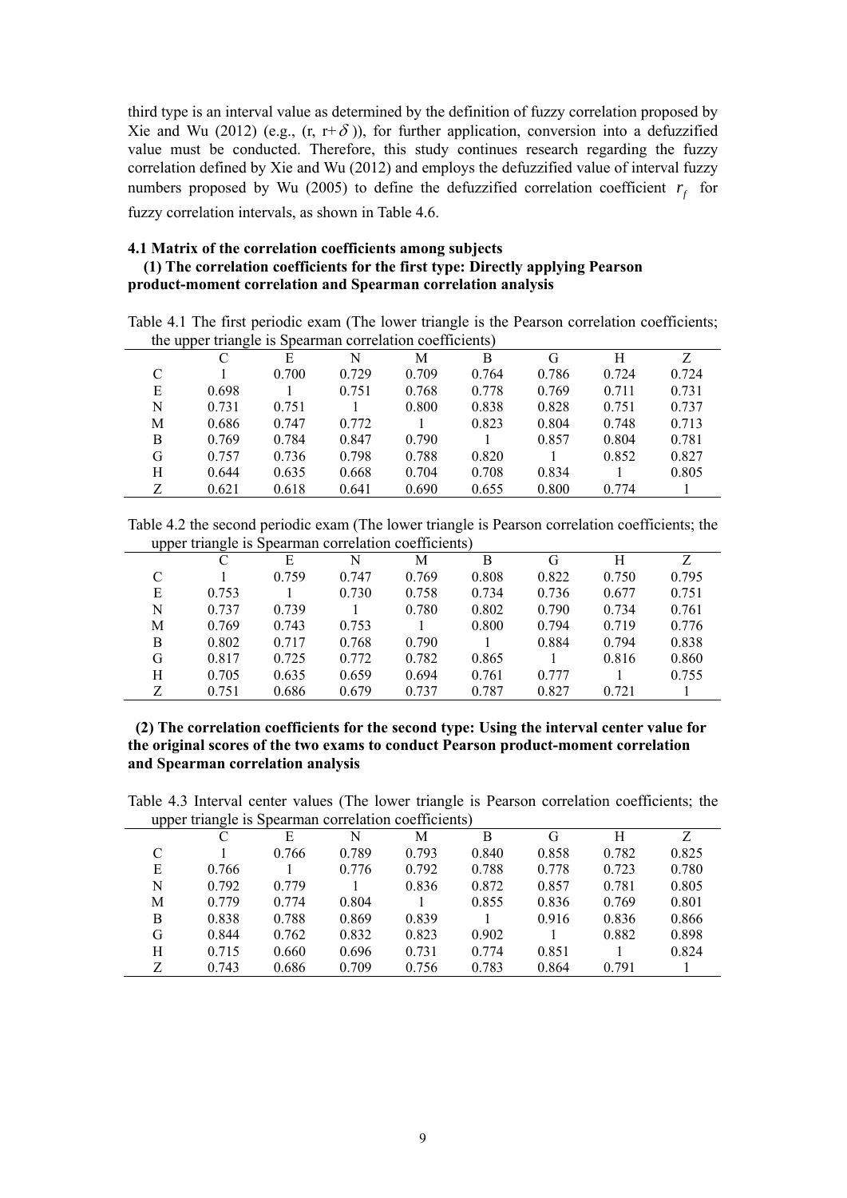third type is an interval value as determined by the definition of fuzzy correlation proposed by Xie and Wu (2012) (e.g., (r, r+$\delta$)), for further application, conversion into a defuzzified value must be conducted. Therefore, this study continues research regarding the fuzzy correlation defined by Xie and Wu (2012) and employs the defuzzified value of interval fuzzy numbers proposed by Wu (2005) to define the defuzzified correlation coefficient $r_f$ for fuzzy correlation intervals, as shown in Table 4.6.

**4.1 Matrix of the correlation coefficients among subjects**

**(1) The correlation coefficients for the first type: Directly applying Pearson product-moment correlation and Spearman correlation analysis**

Table 4.1 The first periodic exam (The lower triangle is the Pearson correlation coefficients; the upper triangle is Spearman correlation coefficients)

| | C | E | N | M | B | G | H | Z |
|---|---|---|---|---|---|---|---|---|
| C | 1 | 0.700 | 0.729 | 0.709 | 0.764 | 0.786 | 0.724 | 0.724 |
| E | 0.698 | 1 | 0.751 | 0.768 | 0.778 | 0.769 | 0.711 | 0.731 |
| N | 0.731 | 0.751 | 1 | 0.800 | 0.838 | 0.828 | 0.751 | 0.737 |
| M | 0.686 | 0.747 | 0.772 | 1 | 0.823 | 0.804 | 0.748 | 0.713 |
| B | 0.769 | 0.784 | 0.847 | 0.790 | 1 | 0.857 | 0.804 | 0.781 |
| G | 0.757 | 0.736 | 0.798 | 0.788 | 0.820 | 1 | 0.852 | 0.827 |
| H | 0.644 | 0.635 | 0.668 | 0.704 | 0.708 | 0.834 | 1 | 0.805 |
| Z | 0.621 | 0.618 | 0.641 | 0.690 | 0.655 | 0.800 | 0.774 | 1 |

Table 4.2 the second periodic exam (The lower triangle is Pearson correlation coefficients; the upper triangle is Spearman correlation coefficients)

| | C | E | N | M | B | G | H | Z |
|---|---|---|---|---|---|---|---|---|
| C | 1 | 0.759 | 0.747 | 0.769 | 0.808 | 0.822 | 0.750 | 0.795 |
| E | 0.753 | 1 | 0.730 | 0.758 | 0.734 | 0.736 | 0.677 | 0.751 |
| N | 0.737 | 0.739 | 1 | 0.780 | 0.802 | 0.790 | 0.734 | 0.761 |
| M | 0.769 | 0.743 | 0.753 | 1 | 0.800 | 0.794 | 0.719 | 0.776 |
| B | 0.802 | 0.717 | 0.768 | 0.790 | 1 | 0.884 | 0.794 | 0.838 |
| G | 0.817 | 0.725 | 0.772 | 0.782 | 0.865 | 1 | 0.816 | 0.860 |
| H | 0.705 | 0.635 | 0.659 | 0.694 | 0.761 | 0.777 | 1 | 0.755 |
| Z | 0.751 | 0.686 | 0.679 | 0.737 | 0.787 | 0.827 | 0.721 | 1 |

**(2) The correlation coefficients for the second type: Using the interval center value for the original scores of the two exams to conduct Pearson product-moment correlation and Spearman correlation analysis**

Table 4.3 Interval center values (The lower triangle is Pearson correlation coefficients; the upper triangle is Spearman correlation coefficients)

| | C | E | N | M | B | G | H | Z |
|---|---|---|---|---|---|---|---|---|
| C | 1 | 0.766 | 0.789 | 0.793 | 0.840 | 0.858 | 0.782 | 0.825 |
| E | 0.766 | 1 | 0.776 | 0.792 | 0.788 | 0.778 | 0.723 | 0.780 |
| N | 0.792 | 0.779 | 1 | 0.836 | 0.872 | 0.857 | 0.781 | 0.805 |
| M | 0.779 | 0.774 | 0.804 | 1 | 0.855 | 0.836 | 0.769 | 0.801 |
| B | 0.838 | 0.788 | 0.869 | 0.839 | 1 | 0.916 | 0.836 | 0.866 |
| G | 0.844 | 0.762 | 0.832 | 0.823 | 0.902 | 1 | 0.882 | 0.898 |
| H | 0.715 | 0.660 | 0.696 | 0.731 | 0.774 | 0.851 | 1 | 0.824 |
| Z | 0.743 | 0.686 | 0.709 | 0.756 | 0.783 | 0.864 | 0.791 | 1 |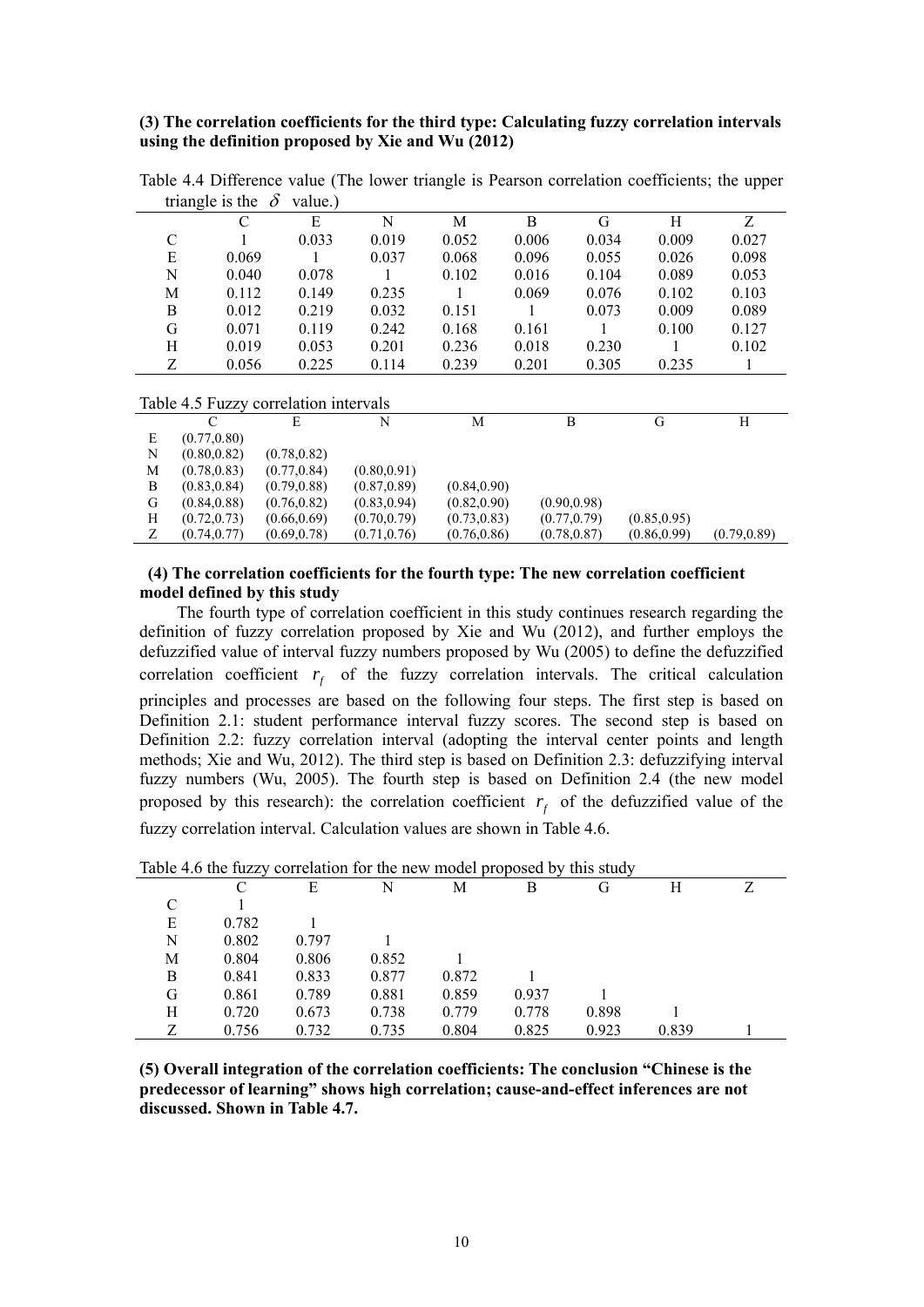**(3) The correlation coefficients for the third type: Calculating fuzzy correlation intervals using the definition proposed by Xie and Wu (2012)**

Table 4.4 Difference value (The lower triangle is Pearson correlation coefficients; the upper triangle is the $\delta$ value.)

| | C | E | N | M | B | G | H | Z |
|---|---|---|---|---|---|---|---|---|
| C | 1 | 0.033 | 0.019 | 0.052 | 0.006 | 0.034 | 0.009 | 0.027 |
| E | 0.069 | 1 | 0.037 | 0.068 | 0.096 | 0.055 | 0.026 | 0.098 |
| N | 0.040 | 0.078 | 1 | 0.102 | 0.016 | 0.104 | 0.089 | 0.053 |
| M | 0.112 | 0.149 | 0.235 | 1 | 0.069 | 0.076 | 0.102 | 0.103 |
| B | 0.012 | 0.219 | 0.032 | 0.151 | 1 | 0.073 | 0.009 | 0.089 |
| G | 0.071 | 0.119 | 0.242 | 0.168 | 0.161 | 1 | 0.100 | 0.127 |
| H | 0.019 | 0.053 | 0.201 | 0.236 | 0.018 | 0.230 | 1 | 0.102 |
| Z | 0.056 | 0.225 | 0.114 | 0.239 | 0.201 | 0.305 | 0.235 | 1 |

Table 4.5 Fuzzy correlation intervals

| | C | E | N | M | B | G | H |
|---|---|---|---|---|---|---|---|
| E | (0.77,0.80) | | | | | | |
| N | (0.80,0.82) | (0.78,0.82) | | | | | |
| M | (0.78,0.83) | (0.77,0.84) | (0.80,0.91) | | | | |
| B | (0.83,0.84) | (0.79,0.88) | (0.87,0.89) | (0.84,0.90) | | | |
| G | (0.84,0.88) | (0.76,0.82) | (0.83,0.94) | (0.82,0.90) | (0.90,0.98) | | |
| H | (0.72,0.73) | (0.66,0.69) | (0.70,0.79) | (0.73,0.83) | (0.77,0.79) | (0.85,0.95) | |
| Z | (0.74,0.77) | (0.69,0.78) | (0.71,0.76) | (0.76,0.86) | (0.78,0.87) | (0.86,0.99) | (0.79,0.89) |

**(4) The correlation coefficients for the fourth type: The new correlation coefficient model defined by this study**

The fourth type of correlation coefficient in this study continues research regarding the definition of fuzzy correlation proposed by Xie and Wu (2012), and further employs the defuzzified value of interval fuzzy numbers proposed by Wu (2005) to define the defuzzified correlation coefficient $r_f$ of the fuzzy correlation intervals. The critical calculation principles and processes are based on the following four steps. The first step is based on Definition 2.1: student performance interval fuzzy scores. The second step is based on Definition 2.2: fuzzy correlation interval (adopting the interval center points and length methods; Xie and Wu, 2012). The third step is based on Definition 2.3: defuzzifying interval fuzzy numbers (Wu, 2005). The fourth step is based on Definition 2.4 (the new model proposed by this research): the correlation coefficient $r_f$ of the defuzzified value of the fuzzy correlation interval. Calculation values are shown in Table 4.6.

Table 4.6 the fuzzy correlation for the new model proposed by this study

| | C | E | N | M | B | G | H | Z |
|---|---|---|---|---|---|---|---|---|
| C | 1 | | | | | | | |
| E | 0.782 | 1 | | | | | | |
| N | 0.802 | 0.797 | 1 | | | | | |
| M | 0.804 | 0.806 | 0.852 | 1 | | | | |
| B | 0.841 | 0.833 | 0.877 | 0.872 | 1 | | | |
| G | 0.861 | 0.789 | 0.881 | 0.859 | 0.937 | 1 | | |
| H | 0.720 | 0.673 | 0.738 | 0.779 | 0.778 | 0.898 | 1 | |
| Z | 0.756 | 0.732 | 0.735 | 0.804 | 0.825 | 0.923 | 0.839 | 1 |

**(5) Overall integration of the correlation coefficients: The conclusion "Chinese is the predecessor of learning" shows high correlation; cause-and-effect inferences are not discussed. Shown in Table 4.7.**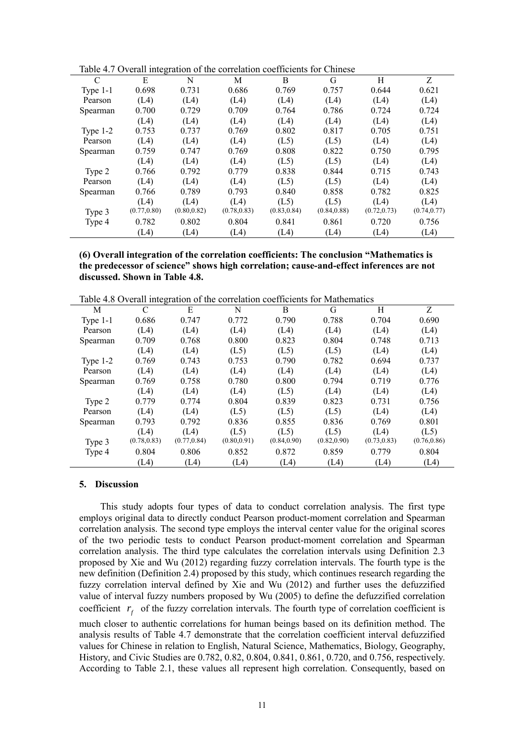Table 4.7 Overall integration of the correlation coefficients for Chinese

| C | E | N | M | B | G | H | Z |
|---|---|---|---|---|---|---|---|
| Type 1-1 | 0.698 | 0.731 | 0.686 | 0.769 | 0.757 | 0.644 | 0.621 |
| Pearson | (L4) | (L4) | (L4) | (L4) | (L4) | (L4) | (L4) |
| Spearman | 0.700 | 0.729 | 0.709 | 0.764 | 0.786 | 0.724 | 0.724 |
| | (L4) | (L4) | (L4) | (L4) | (L4) | (L4) | (L4) |
| Type 1-2 | 0.753 | 0.737 | 0.769 | 0.802 | 0.817 | 0.705 | 0.751 |
| Pearson | (L4) | (L4) | (L4) | (L5) | (L5) | (L4) | (L4) |
| Spearman | 0.759 | 0.747 | 0.769 | 0.808 | 0.822 | 0.750 | 0.795 |
| | (L4) | (L4) | (L4) | (L5) | (L5) | (L4) | (L4) |
| Type 2 | 0.766 | 0.792 | 0.779 | 0.838 | 0.844 | 0.715 | 0.743 |
| Pearson | (L4) | (L4) | (L4) | (L5) | (L5) | (L4) | (L4) |
| Spearman | 0.766 | 0.789 | 0.793 | 0.840 | 0.858 | 0.782 | 0.825 |
| | (L4) | (L4) | (L4) | (L5) | (L5) | (L4) | (L4) |
| Type 3 | (0.77,0.80) | (0.80,0.82) | (0.78,0.83) | (0.83,0.84) | (0.84,0.88) | (0.72,0.73) | (0.74,0.77) |
| Type 4 | 0.782 | 0.802 | 0.804 | 0.841 | 0.861 | 0.720 | 0.756 |
| | (L4) | (L4) | (L4) | (L4) | (L4) | (L4) | (L4) |

**(6) Overall integration of the correlation coefficients: The conclusion "Mathematics is the predecessor of science" shows high correlation; cause-and-effect inferences are not discussed. Shown in Table 4.8.**

Table 4.8 Overall integration of the correlation coefficients for Mathematics

| M | C | E | N | B | G | H | Z |
|---|---|---|---|---|---|---|---|
| Type 1-1 | 0.686 | 0.747 | 0.772 | 0.790 | 0.788 | 0.704 | 0.690 |
| Pearson | (L4) | (L4) | (L4) | (L4) | (L4) | (L4) | (L4) |
| Spearman | 0.709 | 0.768 | 0.800 | 0.823 | 0.804 | 0.748 | 0.713 |
| | (L4) | (L4) | (L5) | (L5) | (L5) | (L4) | (L4) |
| Type 1-2 | 0.769 | 0.743 | 0.753 | 0.790 | 0.782 | 0.694 | 0.737 |
| Pearson | (L4) | (L4) | (L4) | (L4) | (L4) | (L4) | (L4) |
| Spearman | 0.769 | 0.758 | 0.780 | 0.800 | 0.794 | 0.719 | 0.776 |
| | (L4) | (L4) | (L4) | (L5) | (L4) | (L4) | (L4) |
| Type 2 | 0.779 | 0.774 | 0.804 | 0.839 | 0.823 | 0.731 | 0.756 |
| Pearson | (L4) | (L4) | (L5) | (L5) | (L5) | (L4) | (L4) |
| Spearman | 0.793 | 0.792 | 0.836 | 0.855 | 0.836 | 0.769 | 0.801 |
| | (L4) | (L4) | (L5) | (L5) | (L5) | (L4) | (L5) |
| Type 3 | (0.78,0.83) | (0.77,0.84) | (0.80,0.91) | (0.84,0.90) | (0.82,0.90) | (0.73,0.83) | (0.76,0.86) |
| Type 4 | 0.804 | 0.806 | 0.852 | 0.872 | 0.859 | 0.779 | 0.804 |
| | (L4) | (L4) | (L4) | (L4) | (L4) | (L4) | (L4) |

## 5. Discussion

This study adopts four types of data to conduct correlation analysis. The first type employs original data to directly conduct Pearson product-moment correlation and Spearman correlation analysis. The second type employs the interval center value for the original scores of the two periodic tests to conduct Pearson product-moment correlation and Spearman correlation analysis. The third type calculates the correlation intervals using Definition 2.3 proposed by Xie and Wu (2012) regarding fuzzy correlation intervals. The fourth type is the new definition (Definition 2.4) proposed by this study, which continues research regarding the fuzzy correlation interval defined by Xie and Wu (2012) and further uses the defuzzified value of interval fuzzy numbers proposed by Wu (2005) to define the defuzzified correlation coefficient $r_f$ of the fuzzy correlation intervals. The fourth type of correlation coefficient is much closer to authentic correlations for human beings based on its definition method. The analysis results of Table 4.7 demonstrate that the correlation coefficient interval defuzzified values for Chinese in relation to English, Natural Science, Mathematics, Biology, Geography, History, and Civic Studies are 0.782, 0.82, 0.804, 0.841, 0.861, 0.720, and 0.756, respectively. According to Table 2.1, these values all represent high correlation. Consequently, based on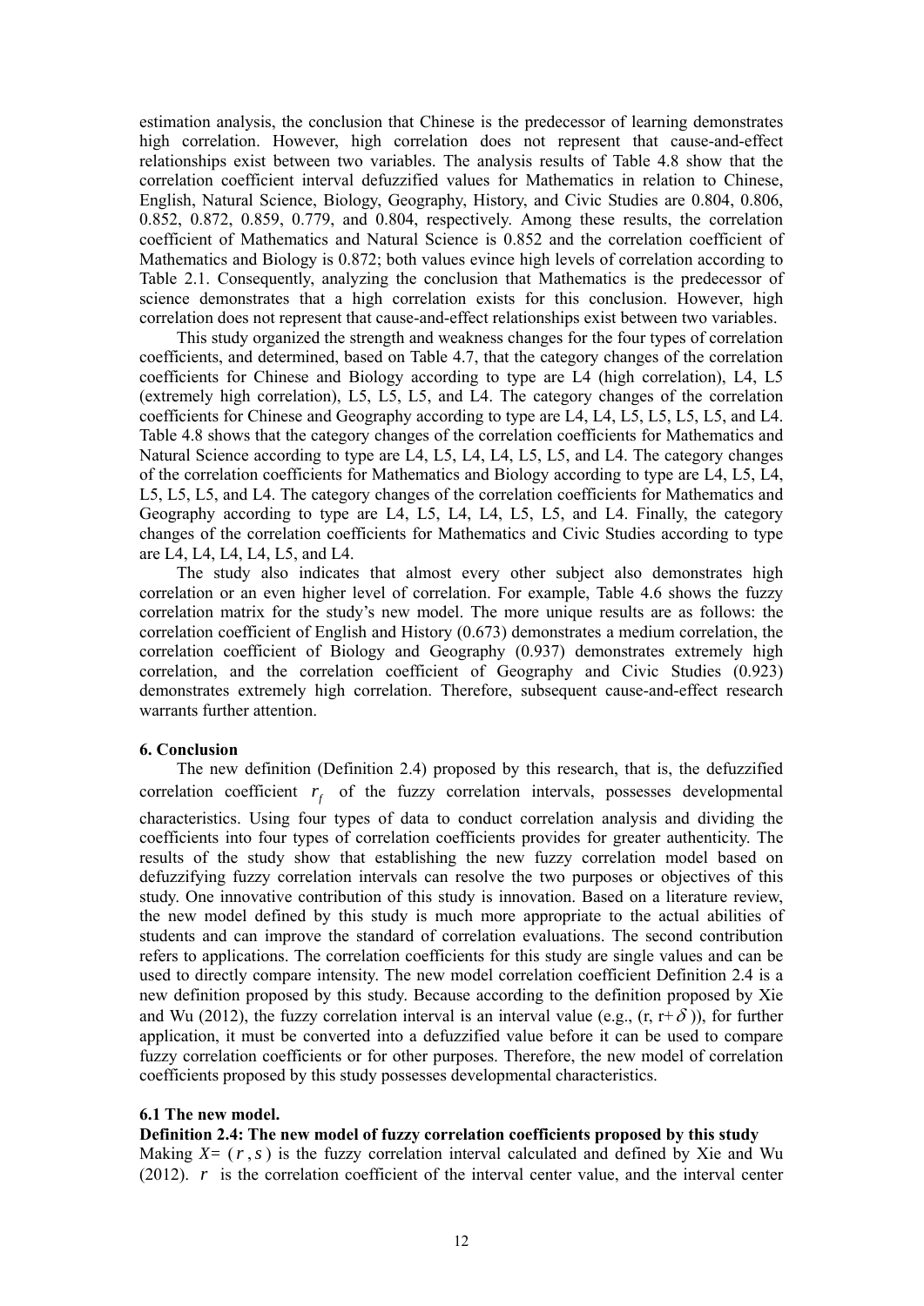estimation analysis, the conclusion that Chinese is the predecessor of learning demonstrates high correlation. However, high correlation does not represent that cause-and-effect relationships exist between two variables. The analysis results of Table 4.8 show that the correlation coefficient interval defuzzified values for Mathematics in relation to Chinese, English, Natural Science, Biology, Geography, History, and Civic Studies are 0.804, 0.806, 0.852, 0.872, 0.859, 0.779, and 0.804, respectively. Among these results, the correlation coefficient of Mathematics and Natural Science is 0.852 and the correlation coefficient of Mathematics and Biology is 0.872; both values evince high levels of correlation according to Table 2.1. Consequently, analyzing the conclusion that Mathematics is the predecessor of science demonstrates that a high correlation exists for this conclusion. However, high correlation does not represent that cause-and-effect relationships exist between two variables.

This study organized the strength and weakness changes for the four types of correlation coefficients, and determined, based on Table 4.7, that the category changes of the correlation coefficients for Chinese and Biology according to type are L4 (high correlation), L4, L5 (extremely high correlation), L5, L5, L5, and L4. The category changes of the correlation coefficients for Chinese and Geography according to type are L4, L4, L5, L5, L5, L5, and L4. Table 4.8 shows that the category changes of the correlation coefficients for Mathematics and Natural Science according to type are L4, L5, L4, L4, L5, L5, and L4. The category changes of the correlation coefficients for Mathematics and Biology according to type are L4, L5, L4, L5, L5, L5, and L4. The category changes of the correlation coefficients for Mathematics and Geography according to type are L4, L5, L4, L4, L5, L5, and L4. Finally, the category changes of the correlation coefficients for Mathematics and Civic Studies according to type are L4, L4, L4, L4, L5, and L4.

The study also indicates that almost every other subject also demonstrates high correlation or an even higher level of correlation. For example, Table 4.6 shows the fuzzy correlation matrix for the study's new model. The more unique results are as follows: the correlation coefficient of English and History (0.673) demonstrates a medium correlation, the correlation coefficient of Biology and Geography (0.937) demonstrates extremely high correlation, and the correlation coefficient of Geography and Civic Studies (0.923) demonstrates extremely high correlation. Therefore, subsequent cause-and-effect research warrants further attention.

**6. Conclusion**

The new definition (Definition 2.4) proposed by this research, that is, the defuzzified correlation coefficient $r_f$ of the fuzzy correlation intervals, possesses developmental characteristics. Using four types of data to conduct correlation analysis and dividing the coefficients into four types of correlation coefficients provides for greater authenticity. The results of the study show that establishing the new fuzzy correlation model based on defuzzifying fuzzy correlation intervals can resolve the two purposes or objectives of this study. One innovative contribution of this study is innovation. Based on a literature review, the new model defined by this study is much more appropriate to the actual abilities of students and can improve the standard of correlation evaluations. The second contribution refers to applications. The correlation coefficients for this study are single values and can be used to directly compare intensity. The new model correlation coefficient Definition 2.4 is a new definition proposed by this study. Because according to the definition proposed by Xie and Wu (2012), the fuzzy correlation interval is an interval value (e.g., $(r, r+\delta)$), for further application, it must be converted into a defuzzified value before it can be used to compare fuzzy correlation coefficients or for other purposes. Therefore, the new model of correlation coefficients proposed by this study possesses developmental characteristics.

**6.1 The new model.**

**Definition 2.4: The new model of fuzzy correlation coefficients proposed by this study**

Making $X = (r, s)$ is the fuzzy correlation interval calculated and defined by Xie and Wu (2012). $r$ is the correlation coefficient of the interval center value, and the interval center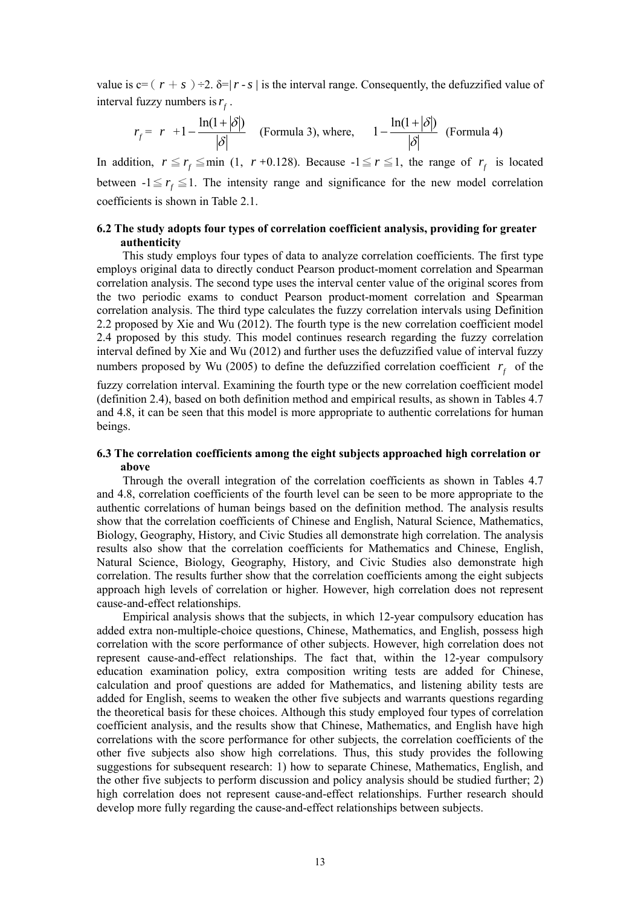value is c= ( $r + s$ ) ÷2. δ=| $r$ - $s$ | is the interval range. Consequently, the defuzzified value of interval fuzzy numbers is $r_f$ .

$$r_f = r + 1 - \frac{\ln(1+|\delta|)}{|\delta|} \quad \text{(Formula 3), where,} \quad 1 - \frac{\ln(1+|\delta|)}{|\delta|} \quad \text{(Formula 4)}$$

In addition, $r \leqq r_f \leqq \min(1,\ r + 0.128)$. Because $-1 \leqq r \leqq 1$, the range of $r_f$ is located between $-1 \leqq r_f \leqq 1$. The intensity range and significance for the new model correlation coefficients is shown in Table 2.1.

### 6.2 The study adopts four types of correlation coefficient analysis, providing for greater authenticity

This study employs four types of data to analyze correlation coefficients. The first type employs original data to directly conduct Pearson product-moment correlation and Spearman correlation analysis. The second type uses the interval center value of the original scores from the two periodic exams to conduct Pearson product-moment correlation and Spearman correlation analysis. The third type calculates the fuzzy correlation intervals using Definition 2.2 proposed by Xie and Wu (2012). The fourth type is the new correlation coefficient model 2.4 proposed by this study. This model continues research regarding the fuzzy correlation interval defined by Xie and Wu (2012) and further uses the defuzzified value of interval fuzzy numbers proposed by Wu (2005) to define the defuzzified correlation coefficient $r_f$ of the fuzzy correlation interval. Examining the fourth type or the new correlation coefficient model (definition 2.4), based on both definition method and empirical results, as shown in Tables 4.7 and 4.8, it can be seen that this model is more appropriate to authentic correlations for human beings.

### 6.3 The correlation coefficients among the eight subjects approached high correlation or above

Through the overall integration of the correlation coefficients as shown in Tables 4.7 and 4.8, correlation coefficients of the fourth level can be seen to be more appropriate to the authentic correlations of human beings based on the definition method. The analysis results show that the correlation coefficients of Chinese and English, Natural Science, Mathematics, Biology, Geography, History, and Civic Studies all demonstrate high correlation. The analysis results also show that the correlation coefficients for Mathematics and Chinese, English, Natural Science, Biology, Geography, History, and Civic Studies also demonstrate high correlation. The results further show that the correlation coefficients among the eight subjects approach high levels of correlation or higher. However, high correlation does not represent cause-and-effect relationships.

Empirical analysis shows that the subjects, in which 12-year compulsory education has added extra non-multiple-choice questions, Chinese, Mathematics, and English, possess high correlation with the score performance of other subjects. However, high correlation does not represent cause-and-effect relationships. The fact that, within the 12-year compulsory education examination policy, extra composition writing tests are added for Chinese, calculation and proof questions are added for Mathematics, and listening ability tests are added for English, seems to weaken the other five subjects and warrants questions regarding the theoretical basis for these choices. Although this study employed four types of correlation coefficient analysis, and the results show that Chinese, Mathematics, and English have high correlations with the score performance for other subjects, the correlation coefficients of the other five subjects also show high correlations. Thus, this study provides the following suggestions for subsequent research: 1) how to separate Chinese, Mathematics, English, and the other five subjects to perform discussion and policy analysis should be studied further; 2) high correlation does not represent cause-and-effect relationships. Further research should develop more fully regarding the cause-and-effect relationships between subjects.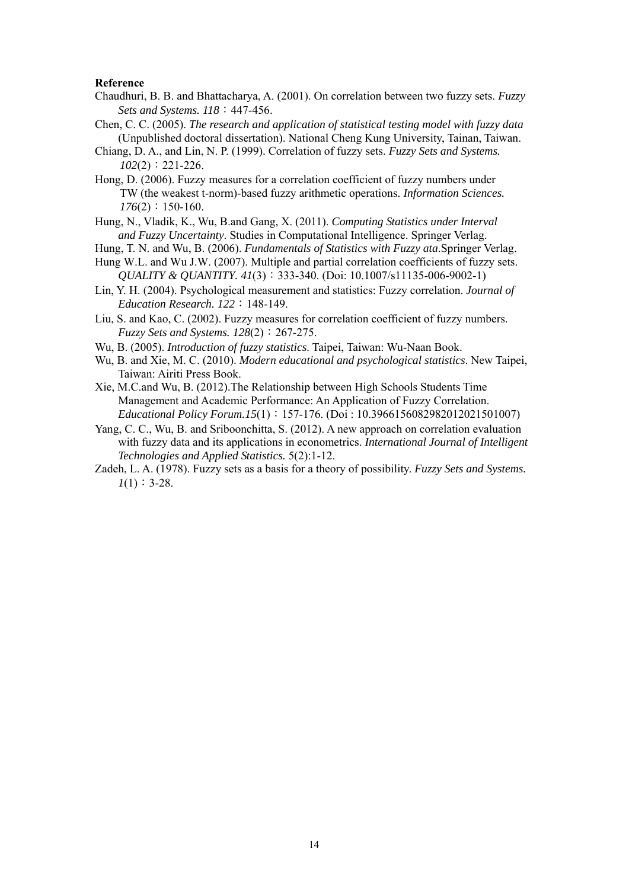**Reference**

Chaudhuri, B. B. and Bhattacharya, A. (2001). On correlation between two fuzzy sets. *Fuzzy Sets and Systems. 118*：447-456.

Chen, C. C. (2005). *The research and application of statistical testing model with fuzzy data* (Unpublished doctoral dissertation). National Cheng Kung University, Tainan, Taiwan.

Chiang, D. A., and Lin, N. P. (1999). Correlation of fuzzy sets. *Fuzzy Sets and Systems. 102*(2)：221-226.

Hong, D. (2006). Fuzzy measures for a correlation coefficient of fuzzy numbers under TW (the weakest t-norm)-based fuzzy arithmetic operations. *Information Sciences. 176*(2)：150-160.

Hung, N., Vladik, K., Wu, B.and Gang, X. (2011). *Computing Statistics under Interval and Fuzzy Uncertainty*. Studies in Computational Intelligence. Springer Verlag.

Hung, T. N. and Wu, B. (2006). *Fundamentals of Statistics with Fuzzy ata*.Springer Verlag.

Hung W.L. and Wu J.W. (2007). Multiple and partial correlation coefficients of fuzzy sets. *QUALITY & QUANTITY. 41*(3)：333-340. (Doi: 10.1007/s11135-006-9002-1)

Lin, Y. H. (2004). Psychological measurement and statistics: Fuzzy correlation. *Journal of Education Research. 122*：148-149.

Liu, S. and Kao, C. (2002). Fuzzy measures for correlation coefficient of fuzzy numbers. *Fuzzy Sets and Systems. 128*(2)：267-275.

Wu, B. (2005). *Introduction of fuzzy statistics*. Taipei, Taiwan: Wu-Naan Book.

Wu, B. and Xie, M. C. (2010). *Modern educational and psychological statistics*. New Taipei, Taiwan: Airiti Press Book.

Xie, M.C.and Wu, B. (2012).The Relationship between High Schools Students Time Management and Academic Performance: An Application of Fuzzy Correlation. *Educational Policy Forum.15*(1)：157-176. (Doi : 10.39661560829820120215010​07)

Yang, C. C., Wu, B. and Sriboonchitta, S. (2012). A new approach on correlation evaluation with fuzzy data and its applications in econometrics. *International Journal of Intelligent Technologies and Applied Statistics.* 5(2):1-12.

Zadeh, L. A. (1978). Fuzzy sets as a basis for a theory of possibility. *Fuzzy Sets and Systems. 1*(1)：3-28.